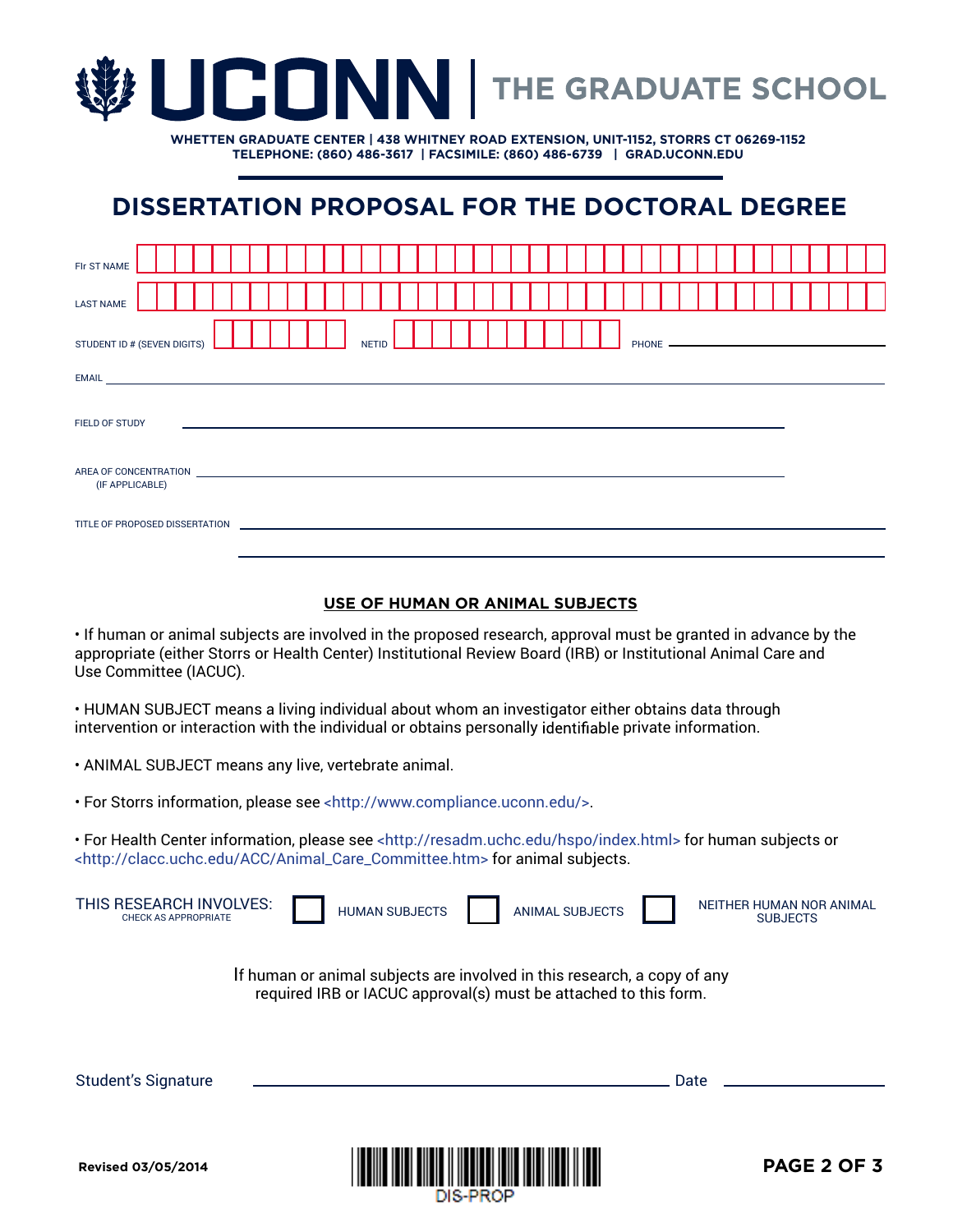# UCONN | THE GRADUATE SCHOOL

**WHETTEN GRADUATE CENTER | 438 WHITNEY ROAD EXTENSION, UNIT-1152, STORRS CT 06269-1152**
**TELEPHONE: (860) 486-3617 | FACSIMILE: (860) 486-6739 | GRAD.UCONN.EDU**

## DISSERTATION PROPOSAL FOR THE DOCTORAL DEGREE

FIr ST NAME ____________________

LAST NAME ____________________

STUDENT ID # (SEVEN DIGITS) ____________ NETID ____________ PHONE ____________

EMAIL ____________________

FIELD OF STUDY ____________________

AREA OF CONCENTRATION (IF APPLICABLE) ____________________

TITLE OF PROPOSED DISSERTATION ____________________

____________________

### USE OF HUMAN OR ANIMAL SUBJECTS

• If human or animal subjects are involved in the proposed research, approval must be granted in advance by the appropriate (either Storrs or Health Center) Institutional Review Board (IRB) or Institutional Animal Care and Use Committee (IACUC).

• HUMAN SUBJECT means a living individual about whom an investigator either obtains data through intervention or interaction with the individual or obtains personally identifiable private information.

• ANIMAL SUBJECT means any live, vertebrate animal.

• For Storrs information, please see <http://www.compliance.uconn.edu/>.

• For Health Center information, please see <http://resadm.uchc.edu/hspo/index.html> for human subjects or <http://clacc.uchc.edu/ACC/Animal_Care_Committee.htm> for animal subjects.

THIS RESEARCH INVOLVES: (CHECK AS APPROPRIATE) ☐ HUMAN SUBJECTS ☐ ANIMAL SUBJECTS ☐ NEITHER HUMAN NOR ANIMAL SUBJECTS

If human or animal subjects are involved in this research, a copy of any required IRB or IACUC approval(s) must be attached to this form.

Student's Signature ____________________ Date ____________

Revised 03/05/2014

DIS-PROP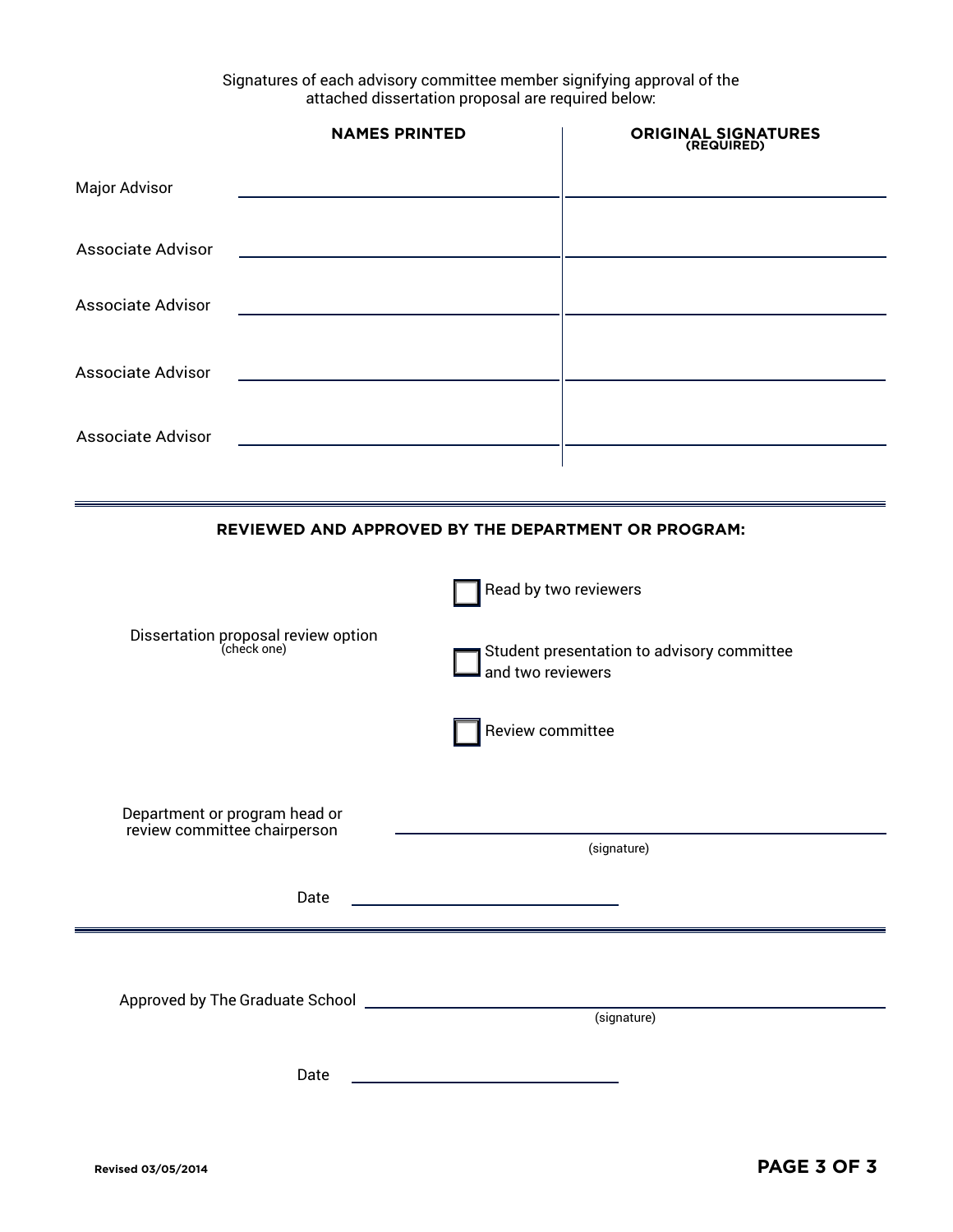Signatures of each advisory committee member signifying approval of the attached dissertation proposal are required below:

| | NAMES PRINTED | ORIGINAL SIGNATURES (REQUIRED) |
|---|---|---|
| Major Advisor | | |
| Associate Advisor | | |
| Associate Advisor | | |
| Associate Advisor | | |
| Associate Advisor | | |

---

**REVIEWED AND APPROVED BY THE DEPARTMENT OR PROGRAM:**

Dissertation proposal review option (check one)

- ☐ Read by two reviewers
- ☐ Student presentation to advisory committee and two reviewers
- ☐ Review committee

Department or program head or review committee chairperson ______________________________ (signature)

Date ______________________

---

Approved by The Graduate School ______________________________ (signature)

Date ______________________

Revised 03/05/2014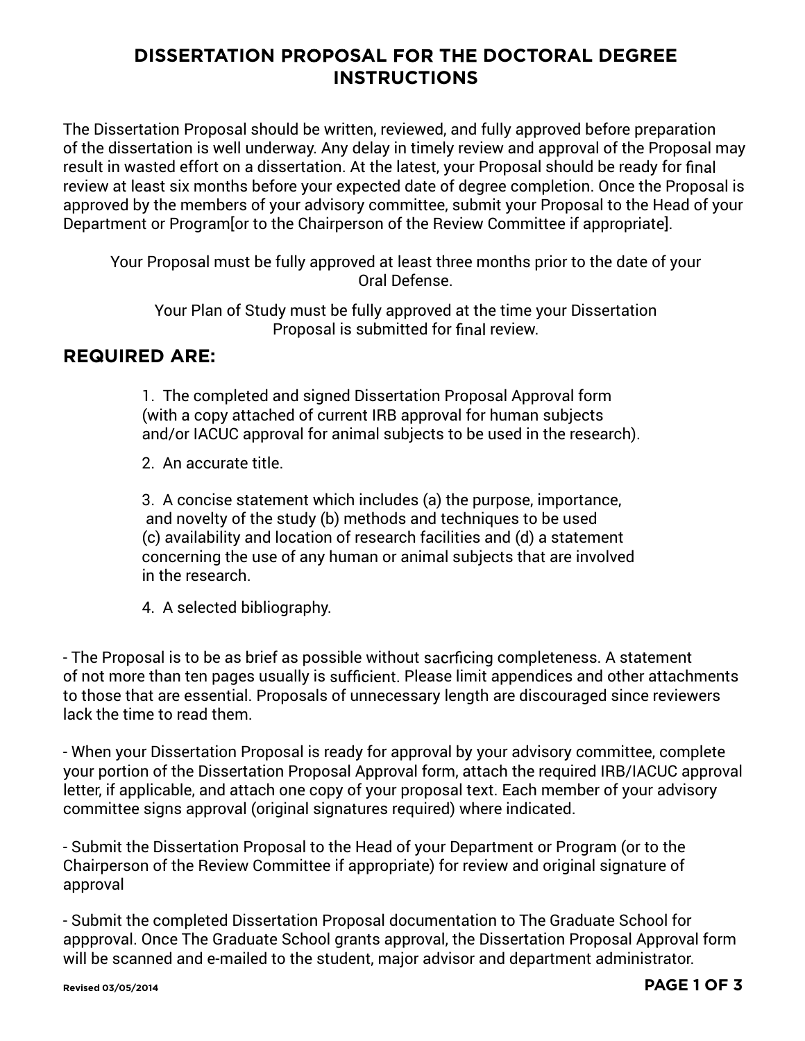# DISSERTATION PROPOSAL FOR THE DOCTORAL DEGREE INSTRUCTIONS

The Dissertation Proposal should be written, reviewed, and fully approved before preparation of the dissertation is well underway. Any delay in timely review and approval of the Proposal may result in wasted effort on a dissertation. At the latest, your Proposal should be ready for final review at least six months before your expected date of degree completion. Once the Proposal is approved by the members of your advisory committee, submit your Proposal to the Head of your Department or Program[or to the Chairperson of the Review Committee if appropriate].

Your Proposal must be fully approved at least three months prior to the date of your Oral Defense.

Your Plan of Study must be fully approved at the time your Dissertation Proposal is submitted for final review.

## REQUIRED ARE:

1. The completed and signed Dissertation Proposal Approval form (with a copy attached of current IRB approval for human subjects and/or IACUC approval for animal subjects to be used in the research).
2. An accurate title.
3. A concise statement which includes (a) the purpose, importance, and novelty of the study (b) methods and techniques to be used (c) availability and location of research facilities and (d) a statement concerning the use of any human or animal subjects that are involved in the research.
4. A selected bibliography.

- The Proposal is to be as brief as possible without sacrficing completeness. A statement of not more than ten pages usually is sufficient. Please limit appendices and other attachments to those that are essential. Proposals of unnecessary length are discouraged since reviewers lack the time to read them.

- When your Dissertation Proposal is ready for approval by your advisory committee, complete your portion of the Dissertation Proposal Approval form, attach the required IRB/IACUC approval letter, if applicable, and attach one copy of your proposal text. Each member of your advisory committee signs approval (original signatures required) where indicated.

- Submit the Dissertation Proposal to the Head of your Department or Program (or to the Chairperson of the Review Committee if appropriate) for review and original signature of approval

- Submit the completed Dissertation Proposal documentation to The Graduate School for appproval. Once The Graduate School grants approval, the Dissertation Proposal Approval form will be scanned and e-mailed to the student, major advisor and department administrator.

Revised 03/05/2014